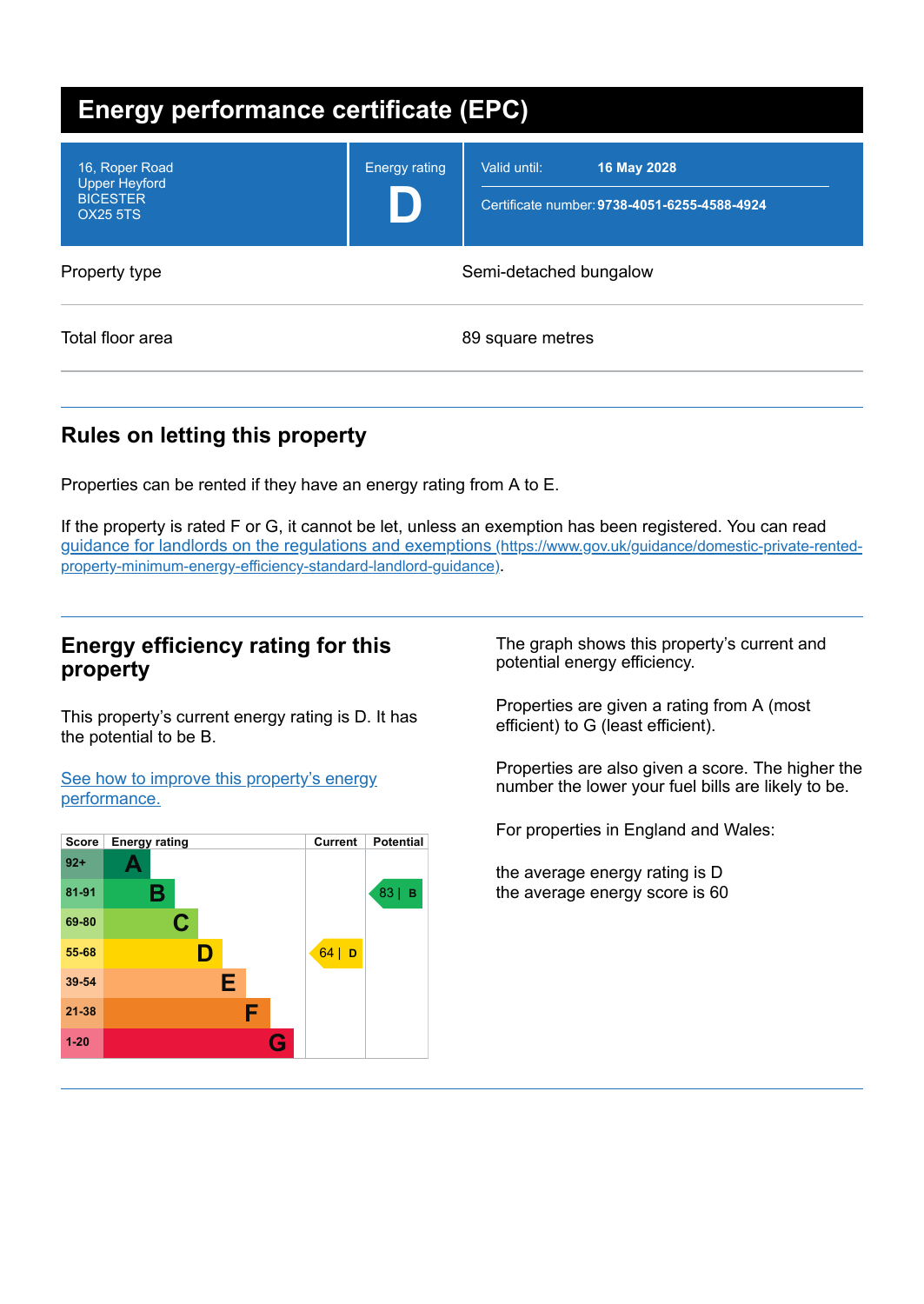# Energy performance certificate (EPC)

| | | |
|---|---|---|
| 16, Roper Road<br>Upper Heyford<br>BICESTER<br>OX25 5TS | Energy rating<br>**D** | Valid until: **16 May 2028**<br>Certificate number: **9738-4051-6255-4588-4924** |

| | |
|---|---|
| Property type | Semi-detached bungalow |
| Total floor area | 89 square metres |

## Rules on letting this property

Properties can be rented if they have an energy rating from A to E.

If the property is rated F or G, it cannot be let, unless an exemption has been registered. You can read [guidance for landlords on the regulations and exemptions (https://www.gov.uk/guidance/domestic-private-rented-property-minimum-energy-efficiency-standard-landlord-guidance)](https://www.gov.uk/guidance/domestic-private-rented-property-minimum-energy-efficiency-standard-landlord-guidance).

## Energy efficiency rating for this property

This property's current energy rating is D. It has the potential to be B.

[See how to improve this property's energy performance.]()

| Score | Energy rating | Current | Potential |
|---|---|---|---|
| 92+ | A | | |
| 81-91 | B | | 83 \| B |
| 69-80 | C | | |
| 55-68 | D | 64 \| D | |
| 39-54 | E | | |
| 21-38 | F | | |
| 1-20 | G | | |

The graph shows this property's current and potential energy efficiency.

Properties are given a rating from A (most efficient) to G (least efficient).

Properties are also given a score. The higher the number the lower your fuel bills are likely to be.

For properties in England and Wales:

the average energy rating is D
the average energy score is 60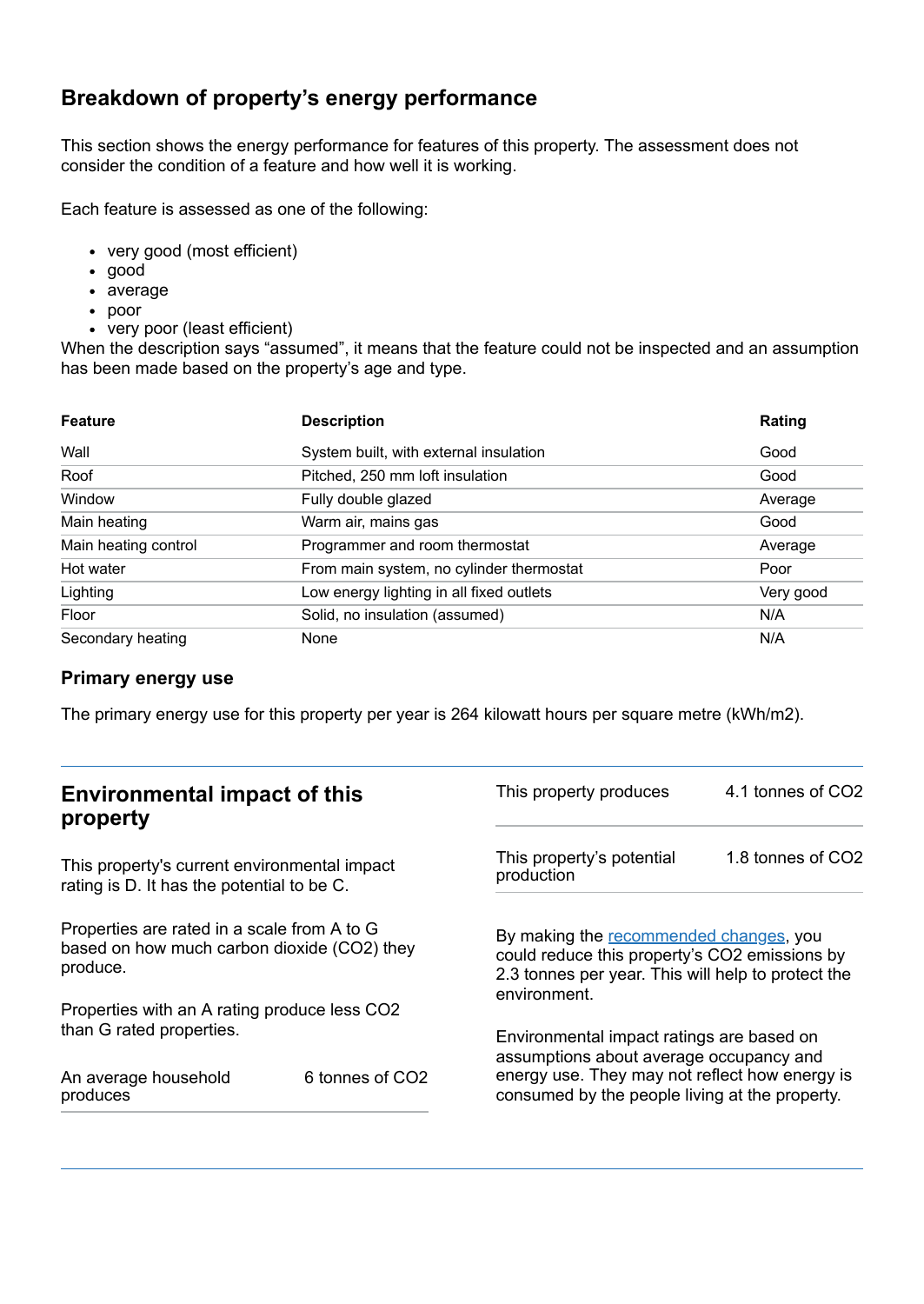## Breakdown of property's energy performance

This section shows the energy performance for features of this property. The assessment does not consider the condition of a feature and how well it is working.

Each feature is assessed as one of the following:

- very good (most efficient)
- good
- average
- poor
- very poor (least efficient)

When the description says "assumed", it means that the feature could not be inspected and an assumption has been made based on the property's age and type.

| Feature | Description | Rating |
|---|---|---|
| Wall | System built, with external insulation | Good |
| Roof | Pitched, 250 mm loft insulation | Good |
| Window | Fully double glazed | Average |
| Main heating | Warm air, mains gas | Good |
| Main heating control | Programmer and room thermostat | Average |
| Hot water | From main system, no cylinder thermostat | Poor |
| Lighting | Low energy lighting in all fixed outlets | Very good |
| Floor | Solid, no insulation (assumed) | N/A |
| Secondary heating | None | N/A |

### Primary energy use

The primary energy use for this property per year is 264 kilowatt hours per square metre (kWh/m2).

## Environmental impact of this property

This property's current environmental impact rating is D. It has the potential to be C.

Properties are rated in a scale from A to G based on how much carbon dioxide ($CO_2$) they produce.

Properties with an A rating produce less $CO_2$ than G rated properties.

| | |
|---|---|
| An average household produces | 6 tonnes of $CO_2$ |

| | |
|---|---|
| This property produces | 4.1 tonnes of $CO_2$ |
| This property's potential production | 1.8 tonnes of $CO_2$ |

By making the recommended changes, you could reduce this property's $CO_2$ emissions by 2.3 tonnes per year. This will help to protect the environment.

Environmental impact ratings are based on assumptions about average occupancy and energy use. They may not reflect how energy is consumed by the people living at the property.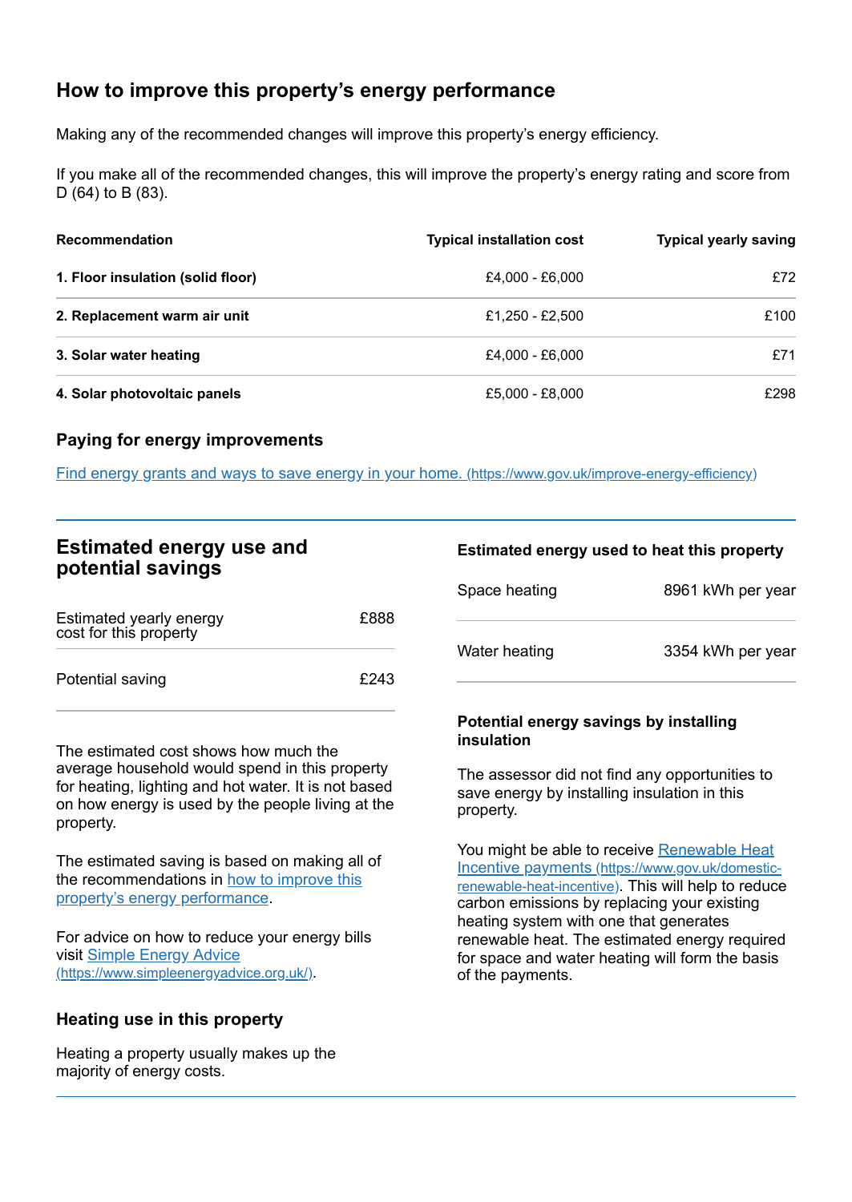## How to improve this property's energy performance

Making any of the recommended changes will improve this property's energy efficiency.

If you make all of the recommended changes, this will improve the property's energy rating and score from D (64) to B (83).

| Recommendation | Typical installation cost | Typical yearly saving |
|---|---|---|
| **1. Floor insulation (solid floor)** | £4,000 - £6,000 | £72 |
| **2. Replacement warm air unit** | £1,250 - £2,500 | £100 |
| **3. Solar water heating** | £4,000 - £6,000 | £71 |
| **4. Solar photovoltaic panels** | £5,000 - £8,000 | £298 |

### Paying for energy improvements

[Find energy grants and ways to save energy in your home.](https://www.gov.uk/improve-energy-efficiency) (https://www.gov.uk/improve-energy-efficiency)

## Estimated energy use and potential savings

| | |
|---|---|
| Estimated yearly energy cost for this property | £888 |
| Potential saving | £243 |

The estimated cost shows how much the average household would spend in this property for heating, lighting and hot water. It is not based on how energy is used by the people living at the property.

The estimated saving is based on making all of the recommendations in [how to improve this property's energy performance](#).

For advice on how to reduce your energy bills visit [Simple Energy Advice](https://www.simpleenergyadvice.org.uk/) (https://www.simpleenergyadvice.org.uk/).

### Heating use in this property

Heating a property usually makes up the majority of energy costs.

### Estimated energy used to heat this property

| | |
|---|---|
| Space heating | 8961 kWh per year |
| Water heating | 3354 kWh per year |

### Potential energy savings by installing insulation

The assessor did not find any opportunities to save energy by installing insulation in this property.

You might be able to receive [Renewable Heat Incentive payments](https://www.gov.uk/domestic-renewable-heat-incentive) (https://www.gov.uk/domestic-renewable-heat-incentive). This will help to reduce carbon emissions by replacing your existing heating system with one that generates renewable heat. The estimated energy required for space and water heating will form the basis of the payments.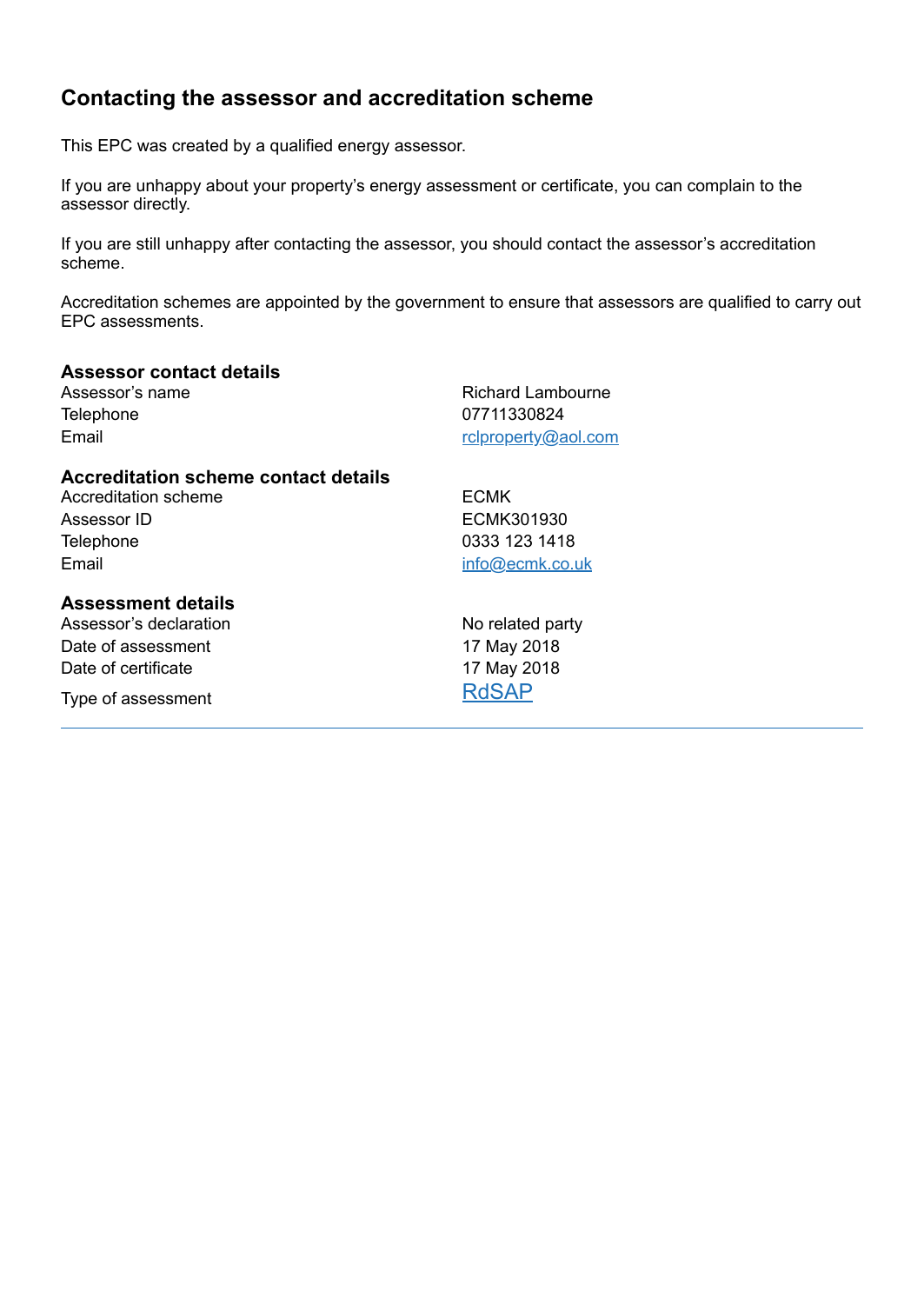## Contacting the assessor and accreditation scheme

This EPC was created by a qualified energy assessor.

If you are unhappy about your property's energy assessment or certificate, you can complain to the assessor directly.

If you are still unhappy after contacting the assessor, you should contact the assessor's accreditation scheme.

Accreditation schemes are appointed by the government to ensure that assessors are qualified to carry out EPC assessments.

### Assessor contact details

| | |
|---|---|
| Assessor's name | Richard Lambourne |
| Telephone | 07711330824 |
| Email | rclproperty@aol.com |

### Accreditation scheme contact details

| | |
|---|---|
| Accreditation scheme | ECMK |
| Assessor ID | ECMK301930 |
| Telephone | 0333 123 1418 |
| Email | info@ecmk.co.uk |

### Assessment details

| | |
|---|---|
| Assessor's declaration | No related party |
| Date of assessment | 17 May 2018 |
| Date of certificate | 17 May 2018 |
| Type of assessment | RdSAP |